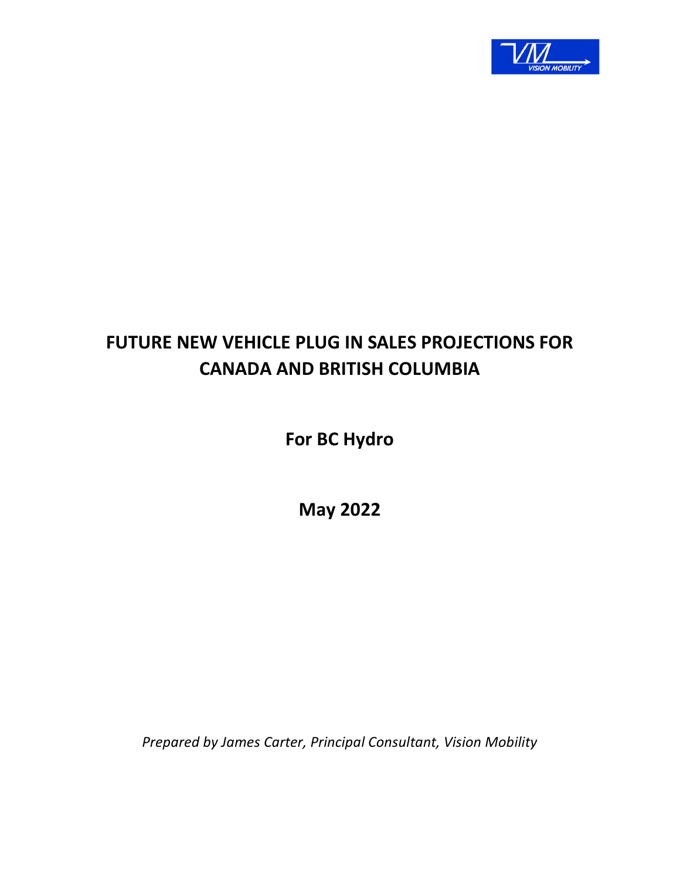# FUTURE NEW VEHICLE PLUG IN SALES PROJECTIONS FOR CANADA AND BRITISH COLUMBIA

**For BC Hydro**

**May 2022**

*Prepared by James Carter, Principal Consultant, Vision Mobility*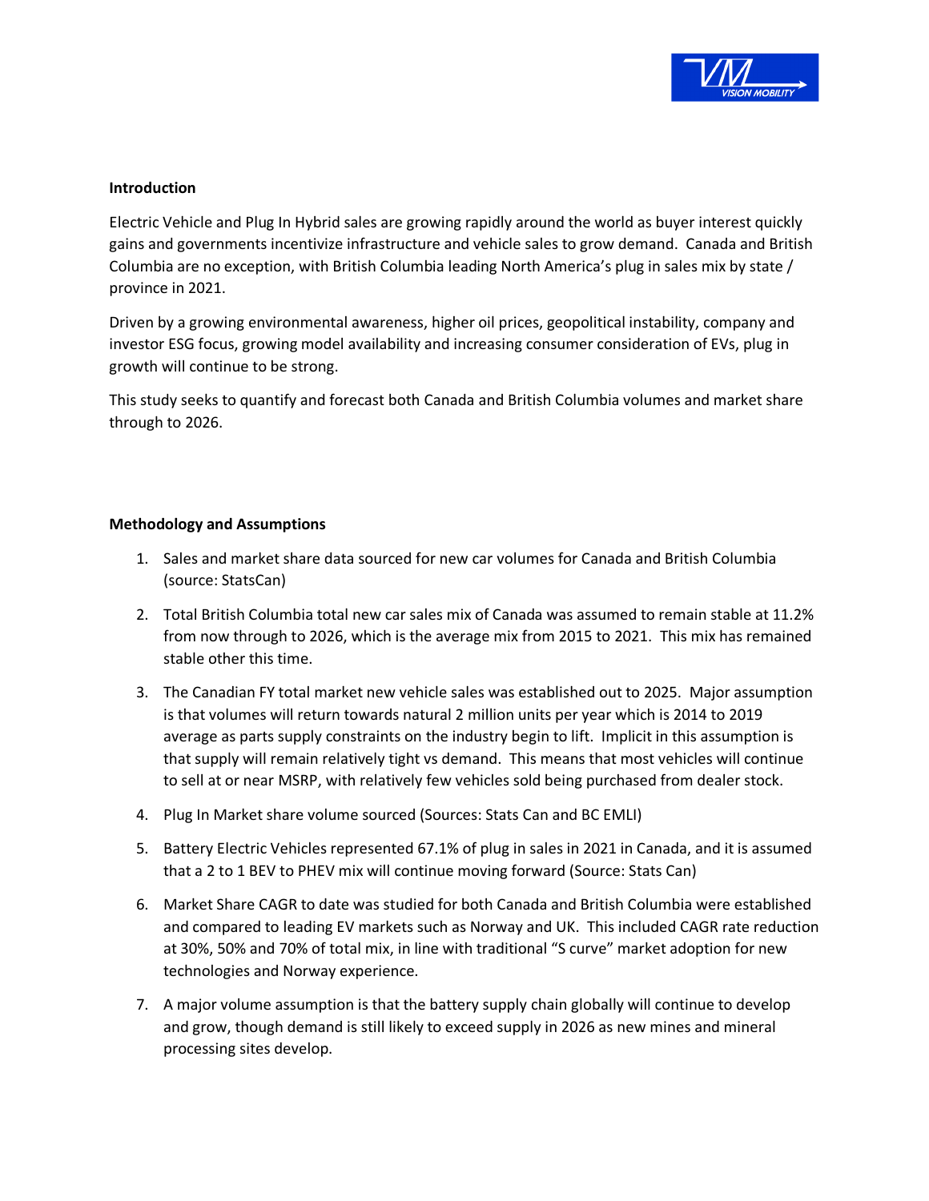**Introduction**

Electric Vehicle and Plug In Hybrid sales are growing rapidly around the world as buyer interest quickly gains and governments incentivize infrastructure and vehicle sales to grow demand. Canada and British Columbia are no exception, with British Columbia leading North America's plug in sales mix by state / province in 2021.

Driven by a growing environmental awareness, higher oil prices, geopolitical instability, company and investor ESG focus, growing model availability and increasing consumer consideration of EVs, plug in growth will continue to be strong.

This study seeks to quantify and forecast both Canada and British Columbia volumes and market share through to 2026.

**Methodology and Assumptions**

1. Sales and market share data sourced for new car volumes for Canada and British Columbia (source: StatsCan)
2. Total British Columbia total new car sales mix of Canada was assumed to remain stable at 11.2% from now through to 2026, which is the average mix from 2015 to 2021. This mix has remained stable other this time.
3. The Canadian FY total market new vehicle sales was established out to 2025. Major assumption is that volumes will return towards natural 2 million units per year which is 2014 to 2019 average as parts supply constraints on the industry begin to lift. Implicit in this assumption is that supply will remain relatively tight vs demand. This means that most vehicles will continue to sell at or near MSRP, with relatively few vehicles sold being purchased from dealer stock.
4. Plug In Market share volume sourced (Sources: Stats Can and BC EMLI)
5. Battery Electric Vehicles represented 67.1% of plug in sales in 2021 in Canada, and it is assumed that a 2 to 1 BEV to PHEV mix will continue moving forward (Source: Stats Can)
6. Market Share CAGR to date was studied for both Canada and British Columbia were established and compared to leading EV markets such as Norway and UK. This included CAGR rate reduction at 30%, 50% and 70% of total mix, in line with traditional "S curve" market adoption for new technologies and Norway experience.
7. A major volume assumption is that the battery supply chain globally will continue to develop and grow, though demand is still likely to exceed supply in 2026 as new mines and mineral processing sites develop.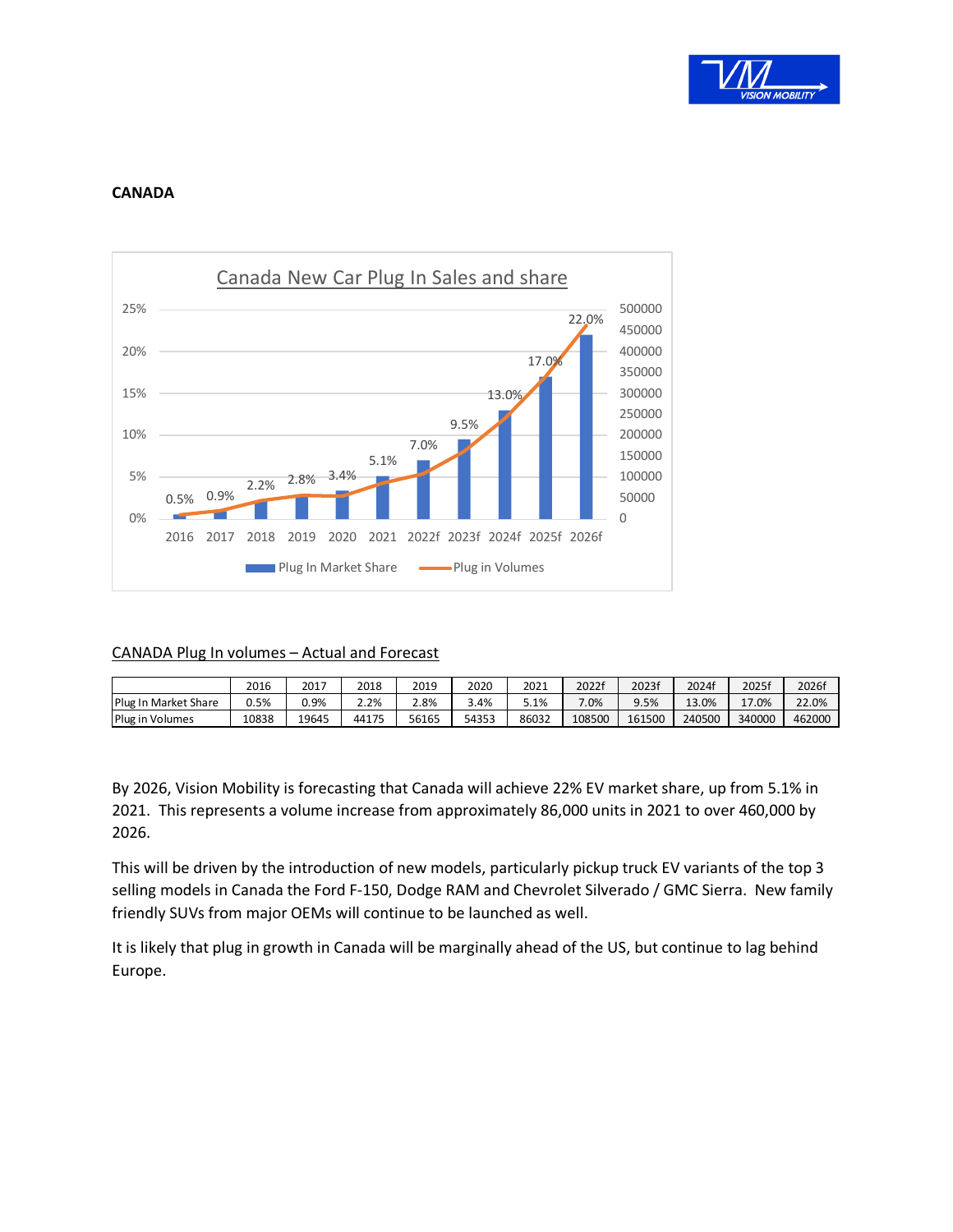## CANADA

CANADA Plug In volumes – Actual and Forecast

| | 2016 | 2017 | 2018 | 2019 | 2020 | 2021 | 2022f | 2023f | 2024f | 2025f | 2026f |
|---|---|---|---|---|---|---|---|---|---|---|---|
| Plug In Market Share | 0.5% | 0.9% | 2.2% | 2.8% | 3.4% | 5.1% | 7.0% | 9.5% | 13.0% | 17.0% | 22.0% |
| Plug in Volumes | 10838 | 19645 | 44175 | 56165 | 54353 | 86032 | 108500 | 161500 | 240500 | 340000 | 462000 |

By 2026, Vision Mobility is forecasting that Canada will achieve 22% EV market share, up from 5.1% in 2021. This represents a volume increase from approximately 86,000 units in 2021 to over 460,000 by 2026.

This will be driven by the introduction of new models, particularly pickup truck EV variants of the top 3 selling models in Canada the Ford F-150, Dodge RAM and Chevrolet Silverado / GMC Sierra. New family friendly SUVs from major OEMs will continue to be launched as well.

It is likely that plug in growth in Canada will be marginally ahead of the US, but continue to lag behind Europe.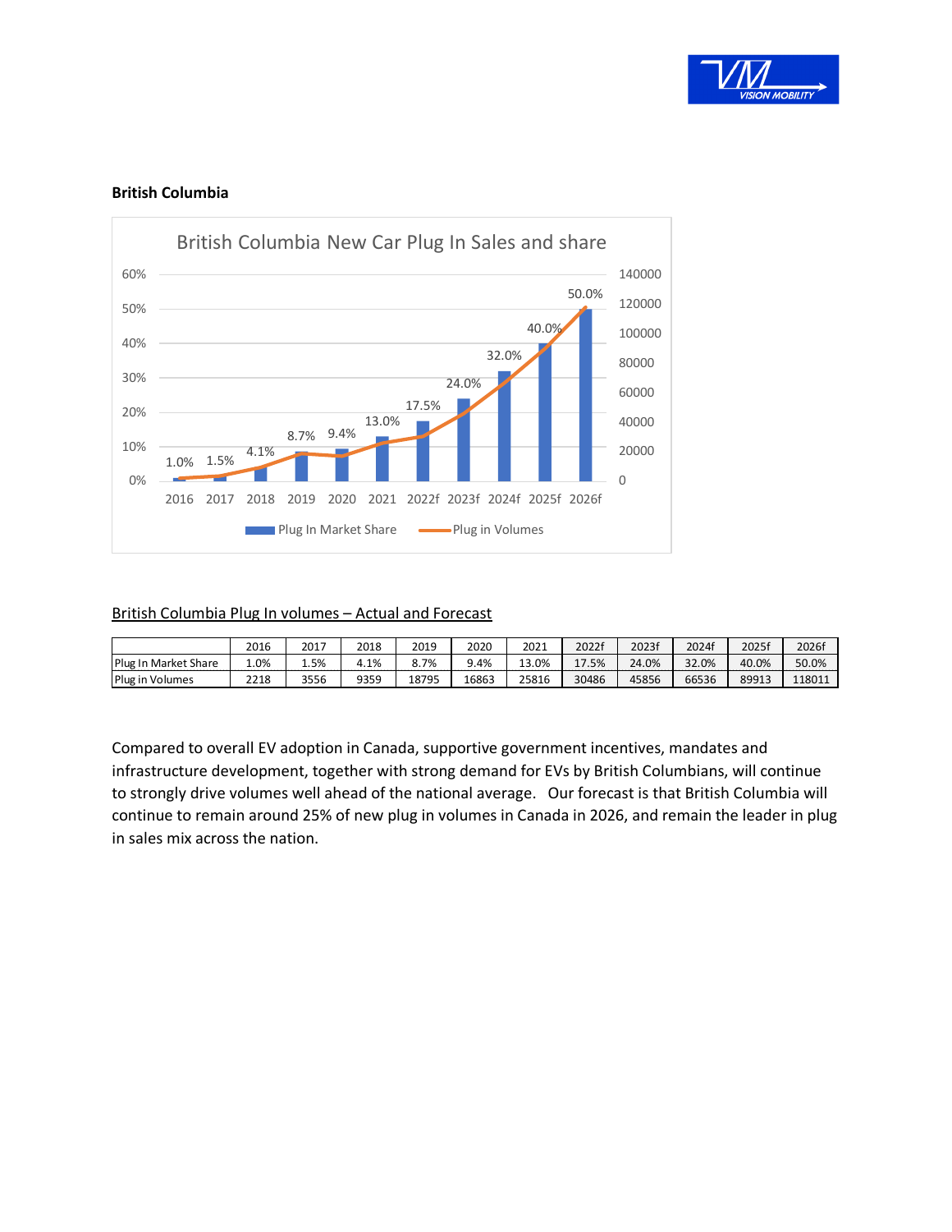**British Columbia**

British Columbia Plug In volumes – Actual and Forecast

| | 2016 | 2017 | 2018 | 2019 | 2020 | 2021 | 2022f | 2023f | 2024f | 2025f | 2026f |
|---|---|---|---|---|---|---|---|---|---|---|---|
| Plug In Market Share | 1.0% | 1.5% | 4.1% | 8.7% | 9.4% | 13.0% | 17.5% | 24.0% | 32.0% | 40.0% | 50.0% |
| Plug in Volumes | 2218 | 3556 | 9359 | 18795 | 16863 | 25816 | 30486 | 45856 | 66536 | 89913 | 118011 |

Compared to overall EV adoption in Canada, supportive government incentives, mandates and infrastructure development, together with strong demand for EVs by British Columbians, will continue to strongly drive volumes well ahead of the national average. Our forecast is that British Columbia will continue to remain around 25% of new plug in volumes in Canada in 2026, and remain the leader in plug in sales mix across the nation.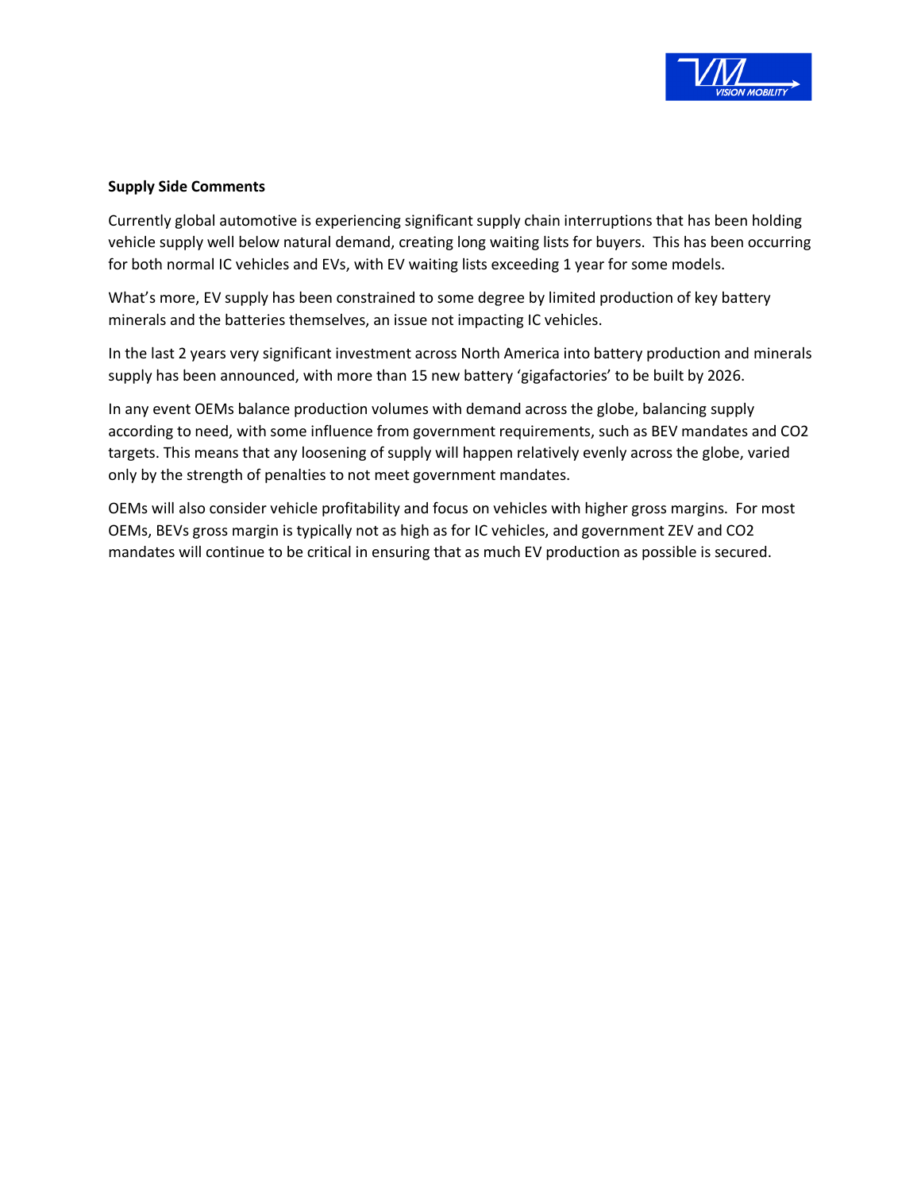**Supply Side Comments**

Currently global automotive is experiencing significant supply chain interruptions that has been holding vehicle supply well below natural demand, creating long waiting lists for buyers. This has been occurring for both normal IC vehicles and EVs, with EV waiting lists exceeding 1 year for some models.

What's more, EV supply has been constrained to some degree by limited production of key battery minerals and the batteries themselves, an issue not impacting IC vehicles.

In the last 2 years very significant investment across North America into battery production and minerals supply has been announced, with more than 15 new battery 'gigafactories' to be built by 2026.

In any event OEMs balance production volumes with demand across the globe, balancing supply according to need, with some influence from government requirements, such as BEV mandates and CO2 targets. This means that any loosening of supply will happen relatively evenly across the globe, varied only by the strength of penalties to not meet government mandates.

OEMs will also consider vehicle profitability and focus on vehicles with higher gross margins. For most OEMs, BEVs gross margin is typically not as high as for IC vehicles, and government ZEV and CO2 mandates will continue to be critical in ensuring that as much EV production as possible is secured.